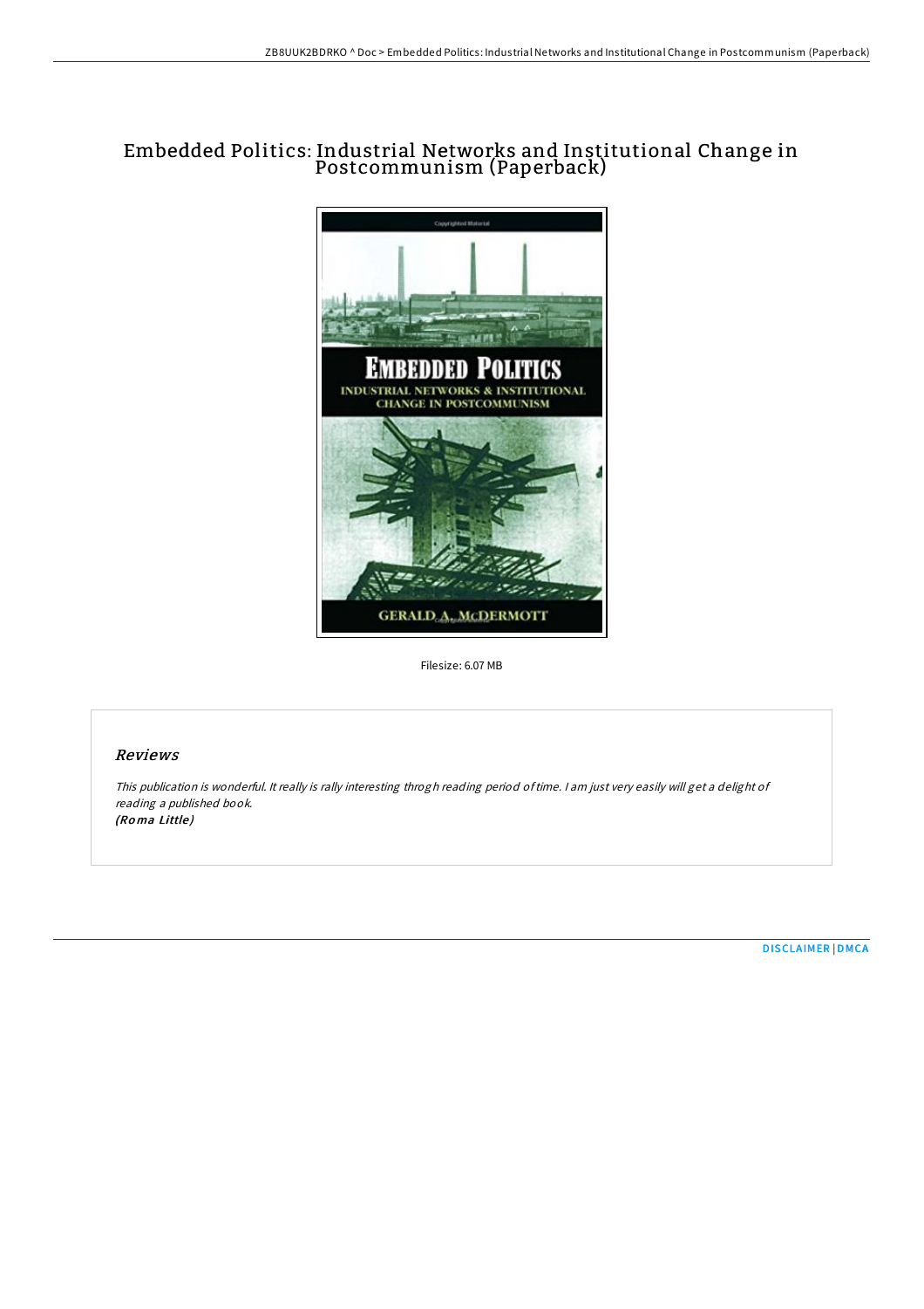# Embedded Politics: Industrial Networks and Institutional Change in Postcommunism (Paperback)

Filesize: 6.07 MB

## Reviews

*This publication is wonderful. It really is rally interesting throgh reading period of time. I am just very easily will get a delight of reading a published book.*
***(Roma Little)***

DISCLAIMER | DMCA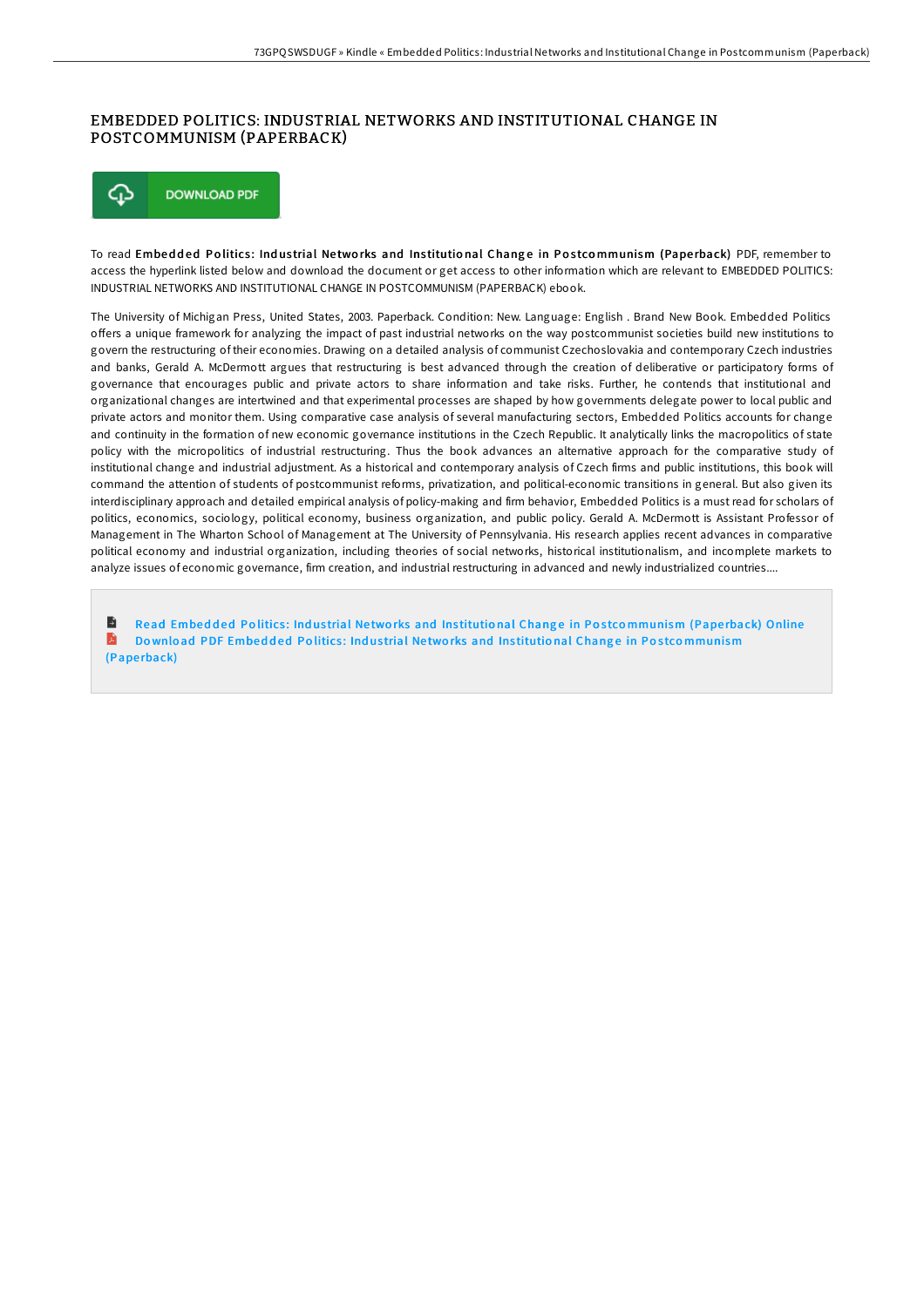# EMBEDDED POLITICS: INDUSTRIAL NETWORKS AND INSTITUTIONAL CHANGE IN POSTCOMMUNISM (PAPERBACK)

DOWNLOAD PDF

To read **Embedded Politics: Industrial Networks and Institutional Change in Postcommunism (Paperback)** PDF, remember to access the hyperlink listed below and download the document or get access to other information which are relevant to EMBEDDED POLITICS: INDUSTRIAL NETWORKS AND INSTITUTIONAL CHANGE IN POSTCOMMUNISM (PAPERBACK) ebook.

The University of Michigan Press, United States, 2003. Paperback. Condition: New. Language: English . Brand New Book. Embedded Politics offers a unique framework for analyzing the impact of past industrial networks on the way postcommunist societies build new institutions to govern the restructuring of their economies. Drawing on a detailed analysis of communist Czechoslovakia and contemporary Czech industries and banks, Gerald A. McDermott argues that restructuring is best advanced through the creation of deliberative or participatory forms of governance that encourages public and private actors to share information and take risks. Further, he contends that institutional and organizational changes are intertwined and that experimental processes are shaped by how governments delegate power to local public and private actors and monitor them. Using comparative case analysis of several manufacturing sectors, Embedded Politics accounts for change and continuity in the formation of new economic governance institutions in the Czech Republic. It analytically links the macropolitics of state policy with the micropolitics of industrial restructuring. Thus the book advances an alternative approach for the comparative study of institutional change and industrial adjustment. As a historical and contemporary analysis of Czech firms and public institutions, this book will command the attention of students of postcommunist reforms, privatization, and political-economic transitions in general. But also given its interdisciplinary approach and detailed empirical analysis of policy-making and firm behavior, Embedded Politics is a must read for scholars of politics, economics, sociology, political economy, business organization, and public policy. Gerald A. McDermott is Assistant Professor of Management in The Wharton School of Management at The University of Pennsylvania. His research applies recent advances in comparative political economy and industrial organization, including theories of social networks, historical institutionalism, and incomplete markets to analyze issues of economic governance, firm creation, and industrial restructuring in advanced and newly industrialized countries....

Read Embedded Politics: Industrial Networks and Institutional Change in Postcommunism (Paperback) Online

Download PDF Embedded Politics: Industrial Networks and Institutional Change in Postcommunism (Paperback)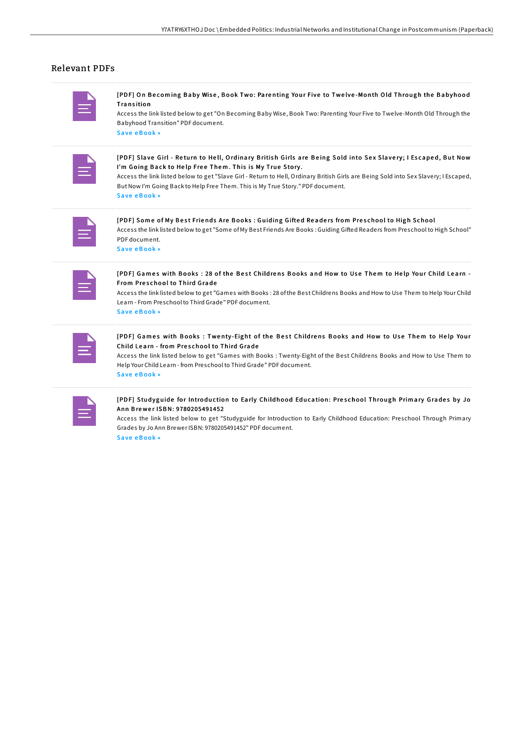## Relevant PDFs

[PDF] On Becoming Baby Wise, Book Two: Parenting Your Five to Twelve-Month Old Through the Babyhood Transition

Access the link listed below to get "On Becoming Baby Wise, Book Two: Parenting Your Five to Twelve-Month Old Through the Babyhood Transition" PDF document.

Save eBook »

[PDF] Slave Girl - Return to Hell, Ordinary British Girls are Being Sold into Sex Slavery; I Escaped, But Now I'm Going Back to Help Free Them. This is My True Story.

Access the link listed below to get "Slave Girl - Return to Hell, Ordinary British Girls are Being Sold into Sex Slavery; I Escaped, But Now I'm Going Back to Help Free Them. This is My True Story." PDF document.

Save eBook »

[PDF] Some of My Best Friends Are Books : Guiding Gifted Readers from Preschool to High School

Access the link listed below to get "Some of My Best Friends Are Books : Guiding Gifted Readers from Preschool to High School" PDF document.

Save eBook »

[PDF] Games with Books : 28 of the Best Childrens Books and How to Use Them to Help Your Child Learn - From Preschool to Third Grade

Access the link listed below to get "Games with Books : 28 of the Best Childrens Books and How to Use Them to Help Your Child Learn - From Preschool to Third Grade" PDF document.

Save eBook »

[PDF] Games with Books : Twenty-Eight of the Best Childrens Books and How to Use Them to Help Your Child Learn - from Preschool to Third Grade

Access the link listed below to get "Games with Books : Twenty-Eight of the Best Childrens Books and How to Use Them to Help Your Child Learn - from Preschool to Third Grade" PDF document.

Save eBook »

[PDF] Studyguide for Introduction to Early Childhood Education: Preschool Through Primary Grades by Jo Ann Brewer ISBN: 9780205491452

Access the link listed below to get "Studyguide for Introduction to Early Childhood Education: Preschool Through Primary Grades by Jo Ann Brewer ISBN: 9780205491452" PDF document.

Save eBook »